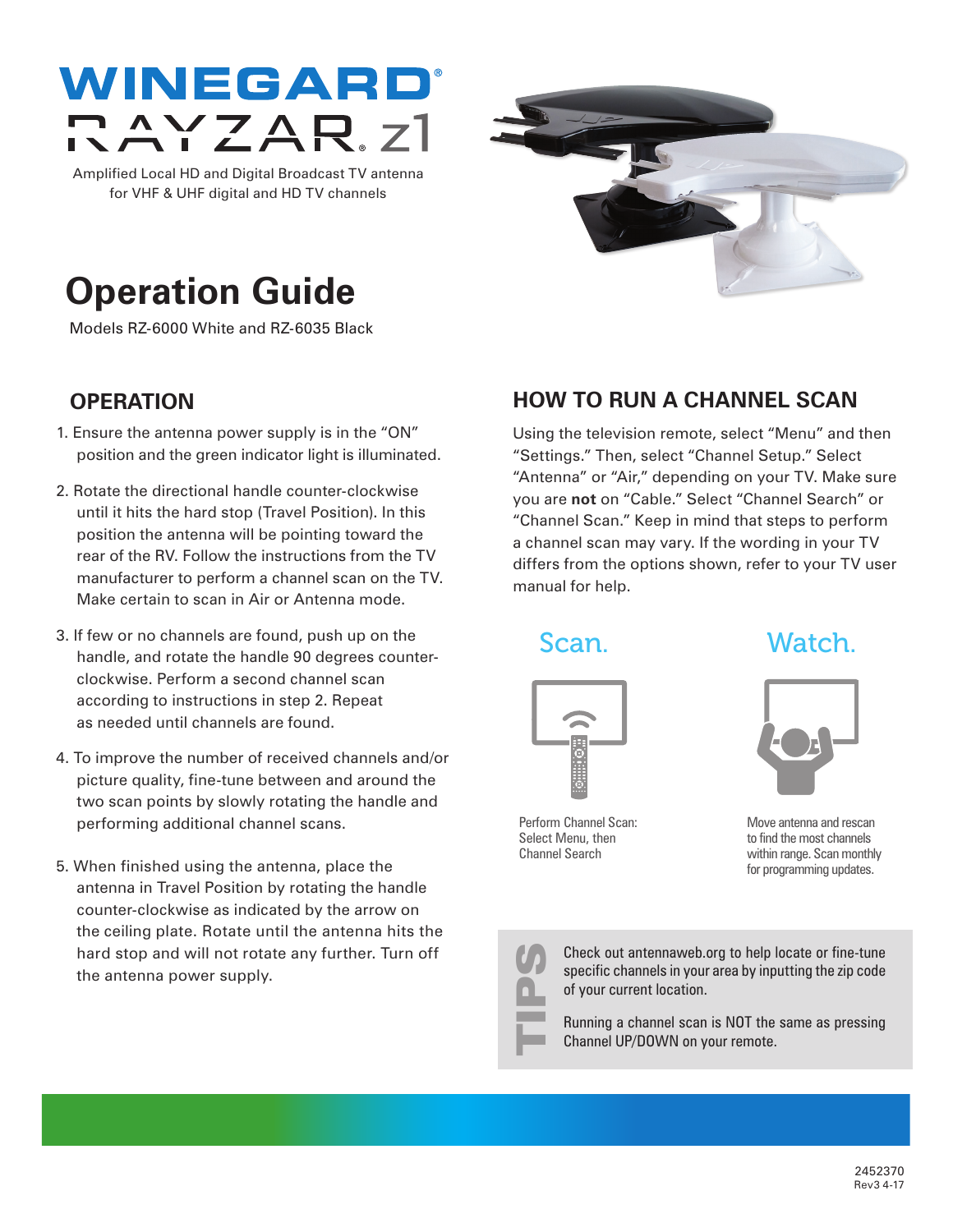# WINEGARD® RAYZAR® z1

Amplified Local HD and Digital Broadcast TV antenna for VHF & UHF digital and HD TV channels

# Operation Guide

Models RZ-6000 White and RZ-6035 Black

## OPERATION

1. Ensure the antenna power supply is in the "ON" position and the green indicator light is illuminated.

2. Rotate the directional handle counter-clockwise until it hits the hard stop (Travel Position). In this position the antenna will be pointing toward the rear of the RV. Follow the instructions from the TV manufacturer to perform a channel scan on the TV. Make certain to scan in Air or Antenna mode.

3. If few or no channels are found, push up on the handle, and rotate the handle 90 degrees counter-clockwise. Perform a second channel scan according to instructions in step 2. Repeat as needed until channels are found.

4. To improve the number of received channels and/or picture quality, fine-tune between and around the two scan points by slowly rotating the handle and performing additional channel scans.

5. When finished using the antenna, place the antenna in Travel Position by rotating the handle counter-clockwise as indicated by the arrow on the ceiling plate. Rotate until the antenna hits the hard stop and will not rotate any further. Turn off the antenna power supply.

## HOW TO RUN A CHANNEL SCAN

Using the television remote, select "Menu" and then "Settings." Then, select "Channel Setup." Select "Antenna" or "Air," depending on your TV. Make sure you are **not** on "Cable." Select "Channel Search" or "Channel Scan." Keep in mind that steps to perform a channel scan may vary. If the wording in your TV differs from the options shown, refer to your TV user manual for help.

**Scan.**

Perform Channel Scan: Select Menu, then Channel Search

**Watch.**

Move antenna and rescan to find the most channels within range. Scan monthly for programming updates.

**TIPS**

Check out antennaweb.org to help locate or fine-tune specific channels in your area by inputting the zip code of your current location.

Running a channel scan is NOT the same as pressing Channel UP/DOWN on your remote.

2452370
Rev3 4-17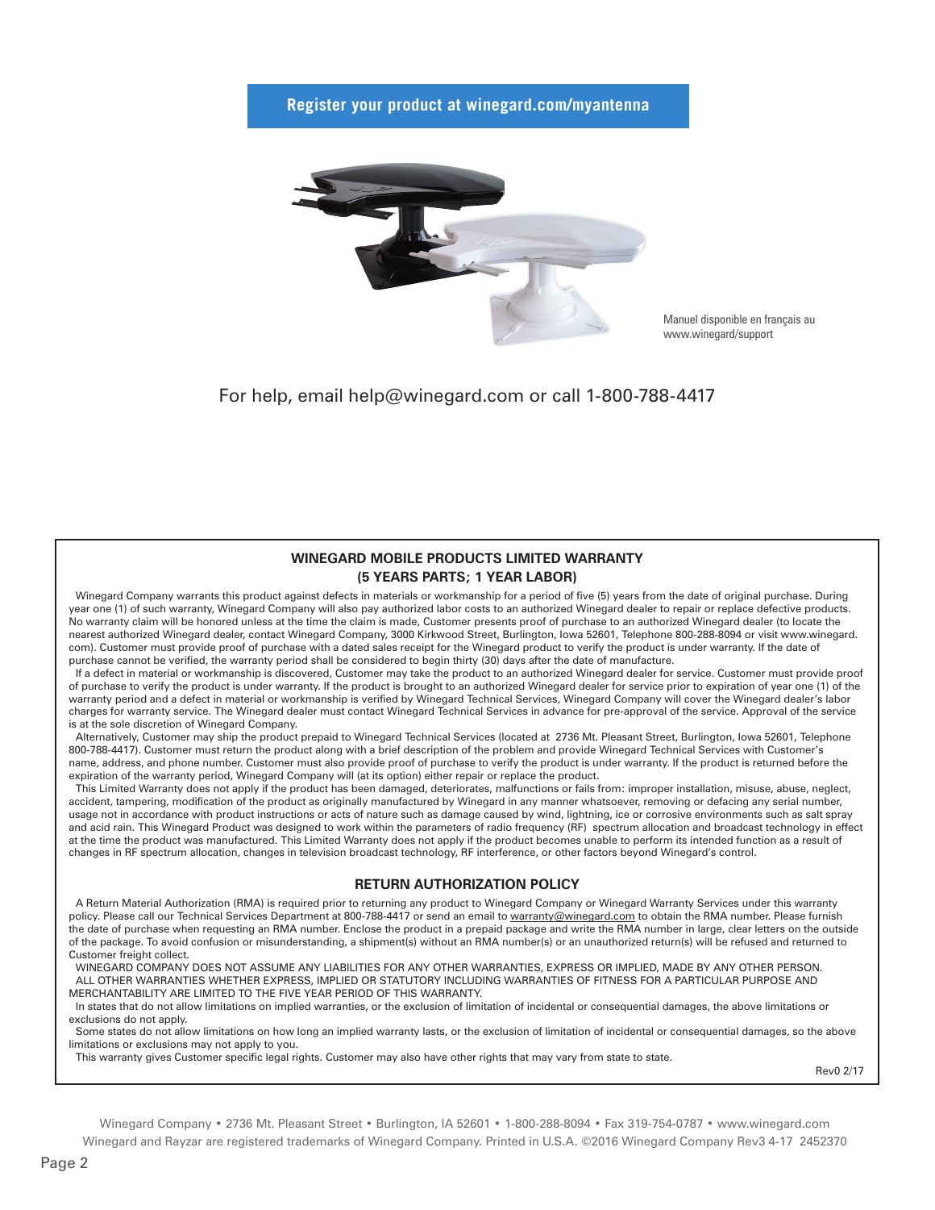**Register your product at winegard.com/myantenna**

Manuel disponible en français au www.winegard/support

For help, email help@winegard.com or call 1-800-788-4417

## WINEGARD MOBILE PRODUCTS LIMITED WARRANTY
## (5 YEARS PARTS; 1 YEAR LABOR)

Winegard Company warrants this product against defects in materials or workmanship for a period of five (5) years from the date of original purchase. During year one (1) of such warranty, Winegard Company will also pay authorized labor costs to an authorized Winegard dealer to repair or replace defective products. No warranty claim will be honored unless at the time the claim is made, Customer presents proof of purchase to an authorized Winegard dealer (to locate the nearest authorized Winegard dealer, contact Winegard Company, 3000 Kirkwood Street, Burlington, Iowa 52601, Telephone 800-288-8094 or visit www.winegard.com). Customer must provide proof of purchase with a dated sales receipt for the Winegard product to verify the product is under warranty. If the date of purchase cannot be verified, the warranty period shall be considered to begin thirty (30) days after the date of manufacture.

If a defect in material or workmanship is discovered, Customer may take the product to an authorized Winegard dealer for service. Customer must provide proof of purchase to verify the product is under warranty. If the product is brought to an authorized Winegard dealer for service prior to expiration of year one (1) of the warranty period and a defect in material or workmanship is verified by Winegard Technical Services, Winegard Company will cover the Winegard dealer's labor charges for warranty service. The Winegard dealer must contact Winegard Technical Services in advance for pre-approval of the service. Approval of the service is at the sole discretion of Winegard Company.

Alternatively, Customer may ship the product prepaid to Winegard Technical Services (located at 2736 Mt. Pleasant Street, Burlington, Iowa 52601, Telephone 800-788-4417). Customer must return the product along with a brief description of the problem and provide Winegard Technical Services with Customer's name, address, and phone number. Customer must also provide proof of purchase to verify the product is under warranty. If the product is returned before the expiration of the warranty period, Winegard Company will (at its option) either repair or replace the product.

This Limited Warranty does not apply if the product has been damaged, deteriorates, malfunctions or fails from: improper installation, misuse, abuse, neglect, accident, tampering, modification of the product as originally manufactured by Winegard in any manner whatsoever, removing or defacing any serial number, usage not in accordance with product instructions or acts of nature such as damage caused by wind, lightning, ice or corrosive environments such as salt spray and acid rain. This Winegard Product was designed to work within the parameters of radio frequency (RF) spectrum allocation and broadcast technology in effect at the time the product was manufactured. This Limited Warranty does not apply if the product becomes unable to perform its intended function as a result of changes in RF spectrum allocation, changes in television broadcast technology, RF interference, or other factors beyond Winegard's control.

## RETURN AUTHORIZATION POLICY

A Return Material Authorization (RMA) is required prior to returning any product to Winegard Company or Winegard Warranty Services under this warranty policy. Please call our Technical Services Department at 800-788-4417 or send an email to warranty@winegard.com to obtain the RMA number. Please furnish the date of purchase when requesting an RMA number. Enclose the product in a prepaid package and write the RMA number in large, clear letters on the outside of the package. To avoid confusion or misunderstanding, a shipment(s) without an RMA number(s) or an unauthorized return(s) will be refused and returned to Customer freight collect.

WINEGARD COMPANY DOES NOT ASSUME ANY LIABILITIES FOR ANY OTHER WARRANTIES, EXPRESS OR IMPLIED, MADE BY ANY OTHER PERSON.

ALL OTHER WARRANTIES WHETHER EXPRESS, IMPLIED OR STATUTORY INCLUDING WARRANTIES OF FITNESS FOR A PARTICULAR PURPOSE AND MERCHANTABILITY ARE LIMITED TO THE FIVE YEAR PERIOD OF THIS WARRANTY.

In states that do not allow limitations on implied warranties, or the exclusion of limitation of incidental or consequential damages, the above limitations or exclusions do not apply.

Some states do not allow limitations on how long an implied warranty lasts, or the exclusion of limitation of incidental or consequential damages, so the above limitations or exclusions may not apply to you.

This warranty gives Customer specific legal rights. Customer may also have other rights that may vary from state to state.

Rev0 2/17

Winegard Company • 2736 Mt. Pleasant Street • Burlington, IA 52601 • 1-800-288-8094 • Fax 319-754-0787 • www.winegard.com

Winegard and Rayzar are registered trademarks of Winegard Company. Printed in U.S.A. ©2016 Winegard Company Rev3 4-17 2452370